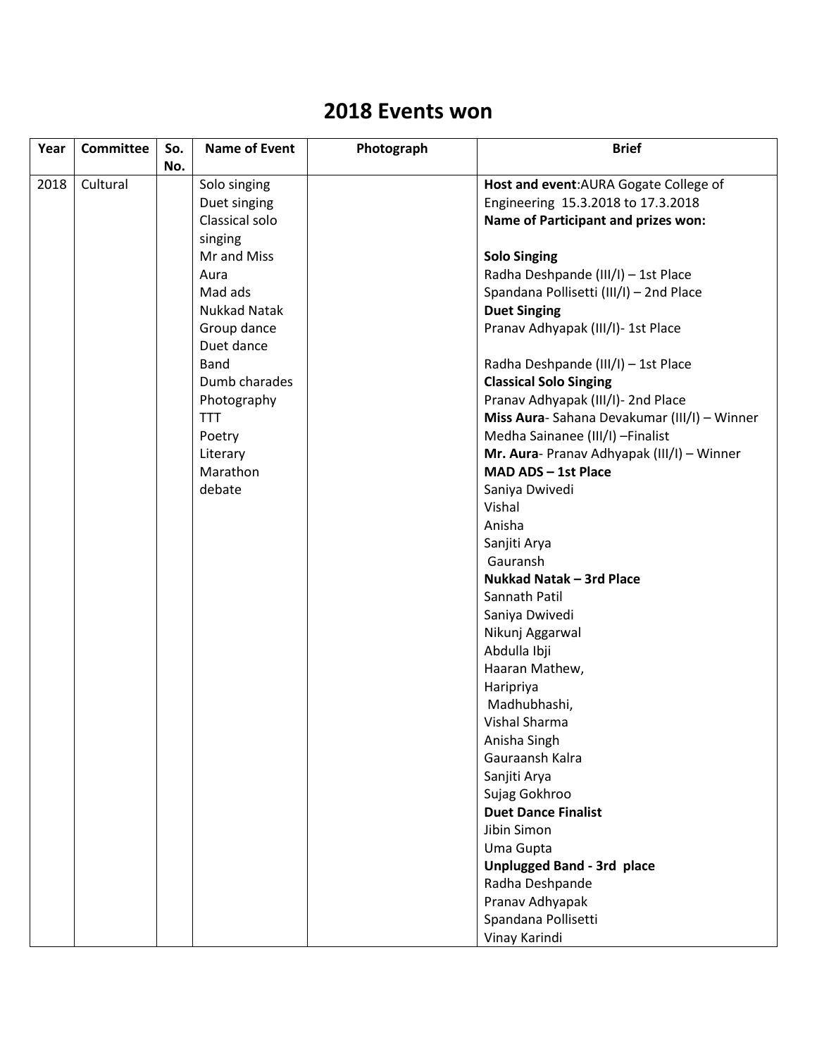# 2018 Events won

| Year | Committee | So. No. | Name of Event | Photograph | Brief |
|---|---|---|---|---|---|
| 2018 | Cultural | | Solo singing<br>Duet singing<br>Classical solo singing<br>Mr and Miss Aura<br>Mad ads<br>Nukkad Natak<br>Group dance<br>Duet dance<br>Band<br>Dumb charades<br>Photography<br>TTT<br>Poetry<br>Literary<br>Marathon<br>debate | | **Host and event**:AURA Gogate College of Engineering 15.3.2018 to 17.3.2018<br>**Name of Participant and prizes won:**<br><br>**Solo Singing**<br>Radha Deshpande (III/I) – 1st Place<br>Spandana Pollisetti (III/I) – 2nd Place<br>**Duet Singing**<br>Pranav Adhyapak (III/I)- 1st Place<br><br>Radha Deshpande (III/I) – 1st Place<br>**Classical Solo Singing**<br>Pranav Adhyapak (III/I)- 2nd Place<br>**Miss Aura**- Sahana Devakumar (III/I) – Winner<br>Medha Sainanee (III/I) –Finalist<br>**Mr. Aura**- Pranav Adhyapak (III/I) – Winner<br>**MAD ADS – 1st Place**<br>Saniya Dwivedi<br>Vishal<br>Anisha<br>Sanjiti Arya<br>Gauransh<br>**Nukkad Natak – 3rd Place**<br>Sannath Patil<br>Saniya Dwivedi<br>Nikunj Aggarwal<br>Abdulla Ibji<br>Haaran Mathew,<br>Haripriya<br>Madhubhashi,<br>Vishal Sharma<br>Anisha Singh<br>Gauraansh Kalra<br>Sanjiti Arya<br>Sujag Gokhroo<br>**Duet Dance Finalist**<br>Jibin Simon<br>Uma Gupta<br>**Unplugged Band - 3rd place**<br>Radha Deshpande<br>Pranav Adhyapak<br>Spandana Pollisetti<br>Vinay Karindi |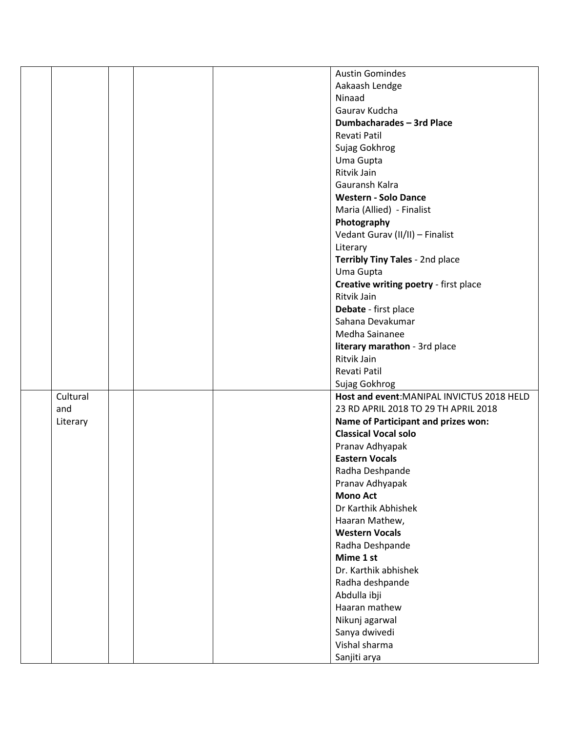| | | | | | |
|---|---|---|---|---|---|
| | | | | | Austin Gomindes<br>Aakaash Lendge<br>Ninaad<br>Gaurav Kudcha<br>**Dumbacharades – 3rd Place**<br>Revati Patil<br>Sujag Gokhrog<br>Uma Gupta<br>Ritvik Jain<br>Gauransh Kalra<br>**Western - Solo Dance**<br>Maria (Allied) - Finalist<br>**Photography**<br>Vedant Gurav (II/II) – Finalist<br>Literary<br>**Terribly Tiny Tales** - 2nd place<br>Uma Gupta<br>**Creative writing poetry** - first place<br>Ritvik Jain<br>**Debate** - first place<br>Sahana Devakumar<br>Medha Sainanee<br>**literary marathon** - 3rd place<br>Ritvik Jain<br>Revati Patil<br>Sujag Gokhrog |
| | Cultural and Literary | | | | **Host and event**:MANIPAL INVICTUS 2018 HELD 23 RD APRIL 2018 TO 29 TH APRIL 2018<br>**Name of Participant and prizes won:**<br>**Classical Vocal solo**<br>Pranav Adhyapak<br>**Eastern Vocals**<br>Radha Deshpande<br>Pranav Adhyapak<br>**Mono Act**<br>Dr Karthik Abhishek<br>Haaran Mathew,<br>**Western Vocals**<br>Radha Deshpande<br>**Mime 1 st**<br>Dr. Karthik abhishek<br>Radha deshpande<br>Abdulla ibji<br>Haaran mathew<br>Nikunj agarwal<br>Sanya dwivedi<br>Vishal sharma<br>Sanjiti arya |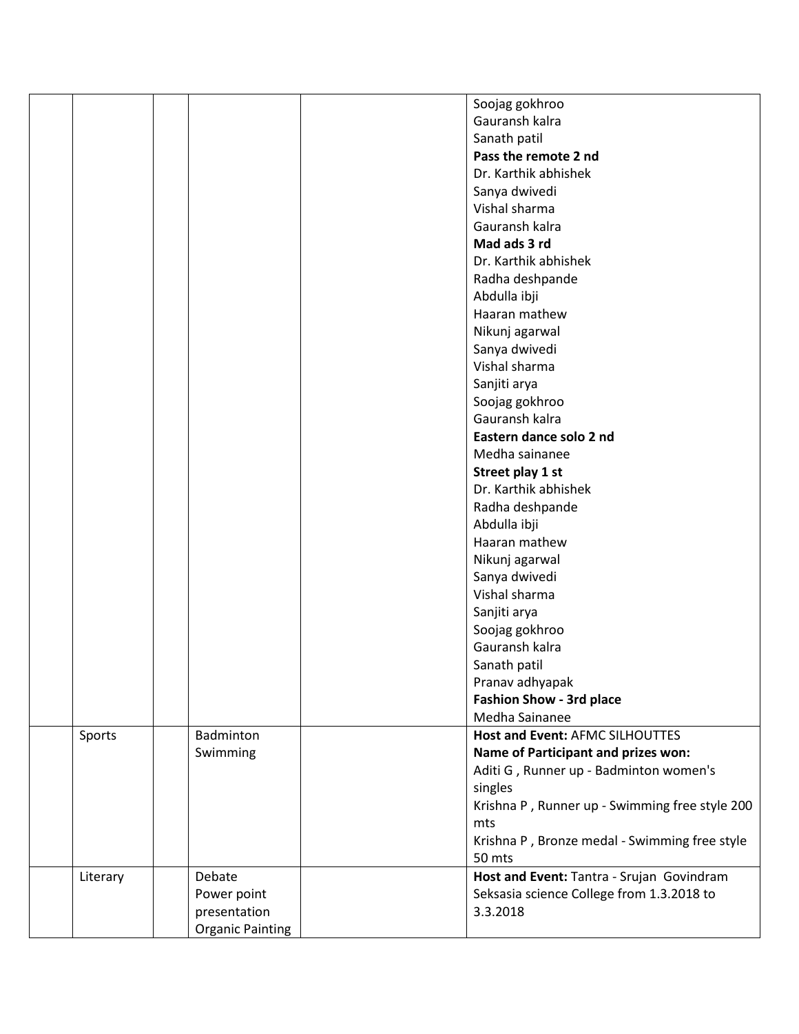| | | | | | |
|---|---|---|---|---|---|
| | | | | | Soojag gokhroo<br>Gauransh kalra<br>Sanath patil<br>**Pass the remote 2 nd**<br>Dr. Karthik abhishek<br>Sanya dwivedi<br>Vishal sharma<br>Gauransh kalra<br>**Mad ads 3 rd**<br>Dr. Karthik abhishek<br>Radha deshpande<br>Abdulla ibji<br>Haaran mathew<br>Nikunj agarwal<br>Sanya dwivedi<br>Vishal sharma<br>Sanjiti arya<br>Soojag gokhroo<br>Gauransh kalra<br>**Eastern dance solo 2 nd**<br>Medha sainanee<br>**Street play 1 st**<br>Dr. Karthik abhishek<br>Radha deshpande<br>Abdulla ibji<br>Haaran mathew<br>Nikunj agarwal<br>Sanya dwivedi<br>Vishal sharma<br>Sanjiti arya<br>Soojag gokhroo<br>Gauransh kalra<br>Sanath patil<br>Pranav adhyapak<br>**Fashion Show - 3rd place**<br>Medha Sainanee |
| | Sports | | Badminton<br>Swimming | | **Host and Event:** AFMC SILHOUTTES<br>**Name of Participant and prizes won:**<br>Aditi G , Runner up - Badminton women's singles<br>Krishna P , Runner up - Swimming free style 200 mts<br>Krishna P , Bronze medal - Swimming free style 50 mts |
| | Literary | | Debate<br>Power point presentation<br>Organic Painting | | **Host and Event:** Tantra - Srujan Govindram Seksasia science College from 1.3.2018 to 3.3.2018 |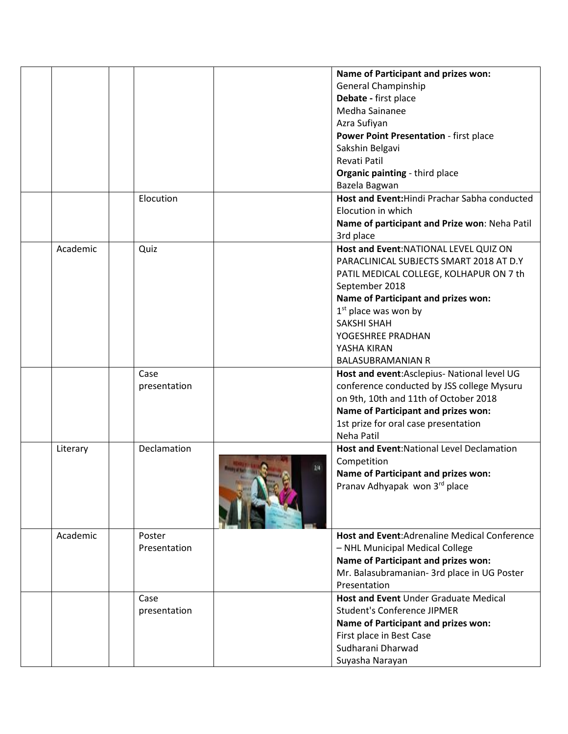|  |  |  |  |  | **Name of Participant and prizes won:**<br>General Champinship<br>**Debate -** first place<br>Medha Sainanee<br>Azra Sufiyan<br>**Power Point Presentation** - first place<br>Sakshin Belgavi<br>Revati Patil<br>**Organic painting** - third place<br>Bazela Bagwan |
|---|---|---|---|---|---|
|  |  |  | Elocution |  | **Host and Event:**Hindi Prachar Sabha conducted Elocution in which<br>**Name of participant and Prize won**: Neha Patil 3rd place |
|  | Academic |  | Quiz |  | **Host and Event**:NATIONAL LEVEL QUIZ ON PARACLINICAL SUBJECTS SMART 2018 AT D.Y PATIL MEDICAL COLLEGE, KOLHAPUR ON 7 th September 2018<br>**Name of Participant and prizes won:**<br>1st place was won by<br>SAKSHI SHAH<br>YOGESHREE PRADHAN<br>YASHA KIRAN<br>BALASUBRAMANIAN R |
|  |  |  | Case presentation |  | **Host and event**:Asclepius- National level UG conference conducted by JSS college Mysuru on 9th, 10th and 11th of October 2018<br>**Name of Participant and prizes won:**<br>1st prize for oral case presentation<br>Neha Patil |
|  | Literary |  | Declamation |  | **Host and Event**:National Level Declamation Competition<br>**Name of Participant and prizes won:**<br>Pranav Adhyapak won 3rd place |
|  | Academic |  | Poster Presentation |  | **Host and Event**:Adrenaline Medical Conference – NHL Municipal Medical College<br>**Name of Participant and prizes won:**<br>Mr. Balasubramanian- 3rd place in UG Poster Presentation |
|  |  |  | Case presentation |  | **Host and Event** Under Graduate Medical Student's Conference JIPMER<br>**Name of Participant and prizes won:**<br>First place in Best Case<br>Sudharani Dharwad<br>Suyasha Narayan |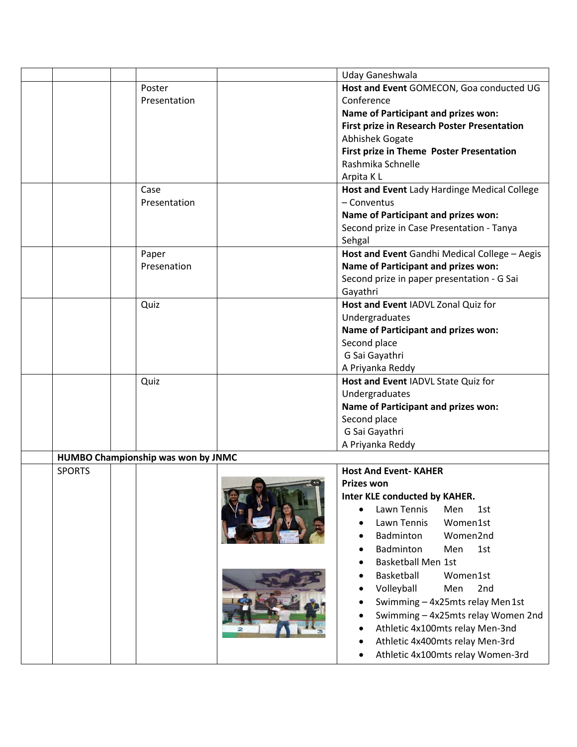| | | | | | |
|---|---|---|---|---|---|
| | | | | | Uday Ganeshwala |
| | | | Poster Presentation | | **Host and Event** GOMECON, Goa conducted UG Conference<br>**Name of Participant and prizes won:**<br>**First prize in Research Poster Presentation**<br>Abhishek Gogate<br>**First prize in Theme Poster Presentation**<br>Rashmika Schnelle<br>Arpita K L |
| | | | Case Presentation | | **Host and Event** Lady Hardinge Medical College – Conventus<br>**Name of Participant and prizes won:**<br>Second prize in Case Presentation - Tanya Sehgal |
| | | | Paper Presenation | | **Host and Event** Gandhi Medical College – Aegis<br>**Name of Participant and prizes won:**<br>Second prize in paper presentation - G Sai Gayathri |
| | | | Quiz | | **Host and Event** IADVL Zonal Quiz for Undergraduates<br>**Name of Participant and prizes won:**<br>Second place<br>G Sai Gayathri<br>A Priyanka Reddy |
| | | | Quiz | | **Host and Event** IADVL State Quiz for Undergraduates<br>**Name of Participant and prizes won:**<br>Second place<br>G Sai Gayathri<br>A Priyanka Reddy |
| | **HUMBO Championship was won by JNMC** | | | | |
| | SPORTS | | | | **Host And Event- KAHER**<br>**Prizes won**<br>**Inter KLE conducted by KAHER.**<br>• Lawn Tennis Men 1st<br>• Lawn Tennis Women 1st<br>• Badminton Women 2nd<br>• Badminton Men 1st<br>• Basketball Men 1st<br>• Basketball Women 1st<br>• Volleyball Men 2nd<br>• Swimming – 4x25mts relay Men 1st<br>• Swimming – 4x25mts relay Women 2nd<br>• Athletic 4x100mts relay Men-3nd<br>• Athletic 4x400mts relay Men-3rd<br>• Athletic 4x100mts relay Women-3rd |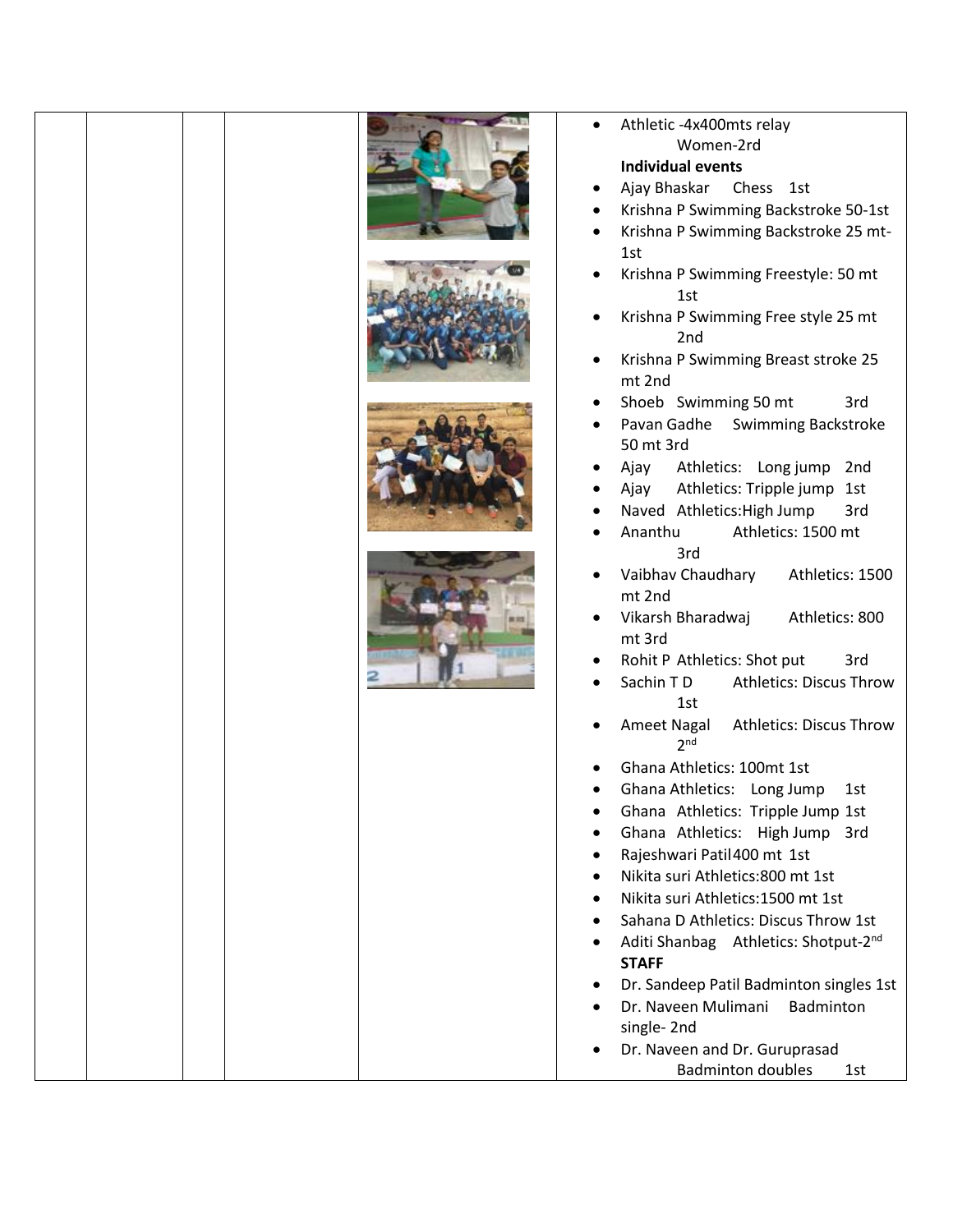| | | | | | |
|---|---|---|---|---|---|
| | | | | | • Athletic -4x400mts relay Women-2rd<br>**Individual events**<br>• Ajay Bhaskar Chess 1st<br>• Krishna P Swimming Backstroke 50-1st<br>• Krishna P Swimming Backstroke 25 mt-1st<br>• Krishna P Swimming Freestyle: 50 mt 1st<br>• Krishna P Swimming Free style 25 mt 2nd<br>• Krishna P Swimming Breast stroke 25 mt 2nd<br>• Shoeb Swimming 50 mt 3rd<br>• Pavan Gadhe Swimming Backstroke 50 mt 3rd<br>• Ajay Athletics: Long jump 2nd<br>• Ajay Athletics: Tripple jump 1st<br>• Naved Athletics:High Jump 3rd<br>• Ananthu Athletics: 1500 mt 3rd<br>• Vaibhav Chaudhary Athletics: 1500 mt 2nd<br>• Vikarsh Bharadwaj Athletics: 800 mt 3rd<br>• Rohit P Athletics: Shot put 3rd<br>• Sachin T D Athletics: Discus Throw 1st<br>• Ameet Nagal Athletics: Discus Throw 2nd<br>• Ghana Athletics: 100mt 1st<br>• Ghana Athletics: Long Jump 1st<br>• Ghana Athletics: Tripple Jump 1st<br>• Ghana Athletics: High Jump 3rd<br>• Rajeshwari Patil 400 mt 1st<br>• Nikita suri Athletics:800 mt 1st<br>• Nikita suri Athletics:1500 mt 1st<br>• Sahana D Athletics: Discus Throw 1st<br>• Aditi Shanbag Athletics: Shotput-2nd<br>**STAFF**<br>• Dr. Sandeep Patil Badminton singles 1st<br>• Dr. Naveen Mulimani Badminton single- 2nd<br>• Dr. Naveen and Dr. Guruprasad Badminton doubles 1st |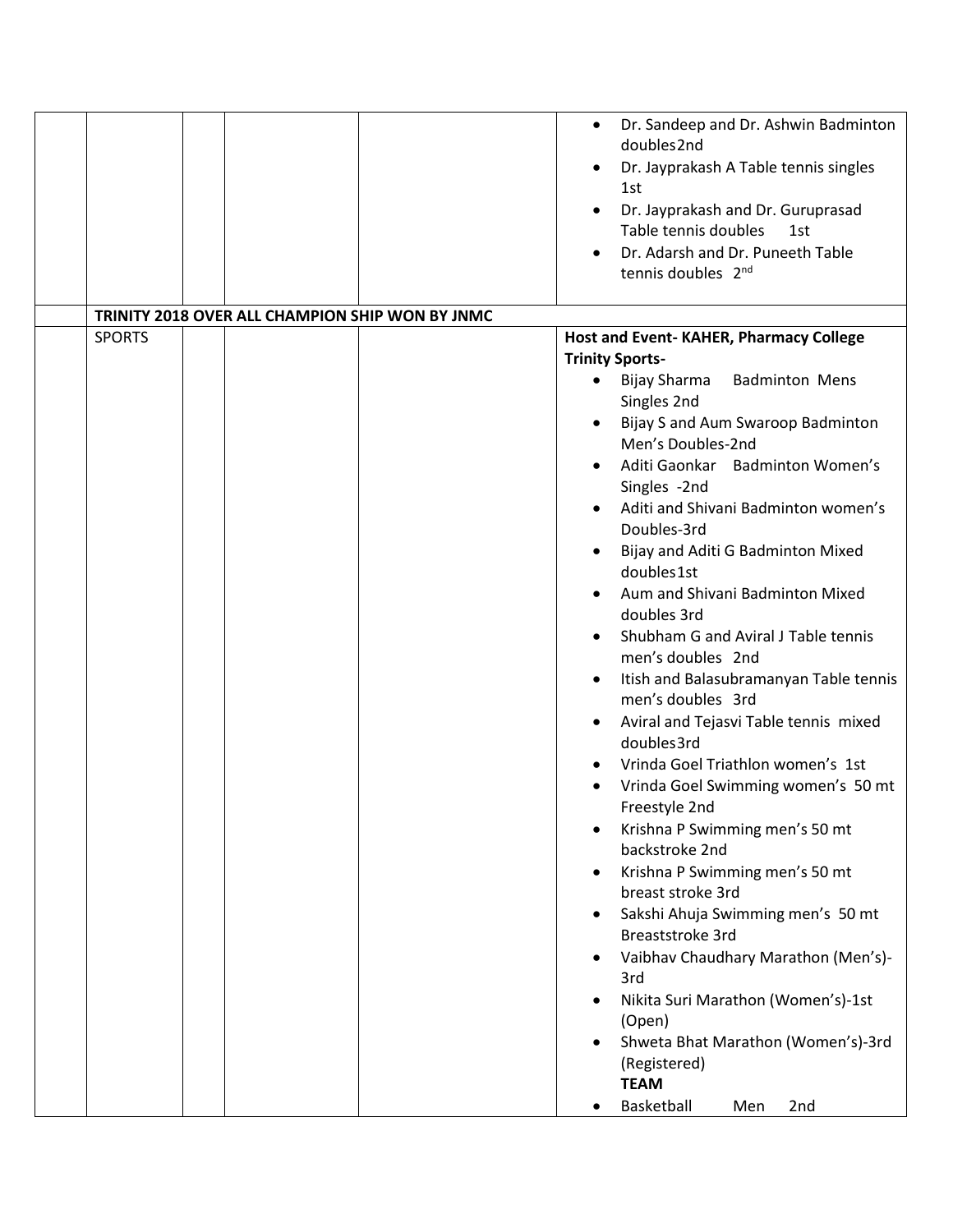| | | | | | |
|---|---|---|---|---|---|
| | | | | | • Dr. Sandeep and Dr. Ashwin Badminton doubles2nd<br>• Dr. Jayprakash A Table tennis singles 1st<br>• Dr. Jayprakash and Dr. Guruprasad Table tennis doubles 1st<br>• Dr. Adarsh and Dr. Puneeth Table tennis doubles 2nd |
| | **TRINITY 2018 OVER ALL CHAMPION SHIP WON BY JNMC** | | | | |
| | SPORTS | | | | **Host and Event- KAHER, Pharmacy College**<br>**Trinity Sports-**<br>• Bijay Sharma Badminton Mens Singles 2nd<br>• Bijay S and Aum Swaroop Badminton Men's Doubles-2nd<br>• Aditi Gaonkar Badminton Women's Singles -2nd<br>• Aditi and Shivani Badminton women's Doubles-3rd<br>• Bijay and Aditi G Badminton Mixed doubles1st<br>• Aum and Shivani Badminton Mixed doubles 3rd<br>• Shubham G and Aviral J Table tennis men's doubles 2nd<br>• Itish and Balasubramanyan Table tennis men's doubles 3rd<br>• Aviral and Tejasvi Table tennis mixed doubles3rd<br>• Vrinda Goel Triathlon women's 1st<br>• Vrinda Goel Swimming women's 50 mt Freestyle 2nd<br>• Krishna P Swimming men's 50 mt backstroke 2nd<br>• Krishna P Swimming men's 50 mt breast stroke 3rd<br>• Sakshi Ahuja Swimming men's 50 mt Breaststroke 3rd<br>• Vaibhav Chaudhary Marathon (Men's)-3rd<br>• Nikita Suri Marathon (Women's)-1st (Open)<br>• Shweta Bhat Marathon (Women's)-3rd (Registered)<br>**TEAM**<br>• Basketball Men 2nd |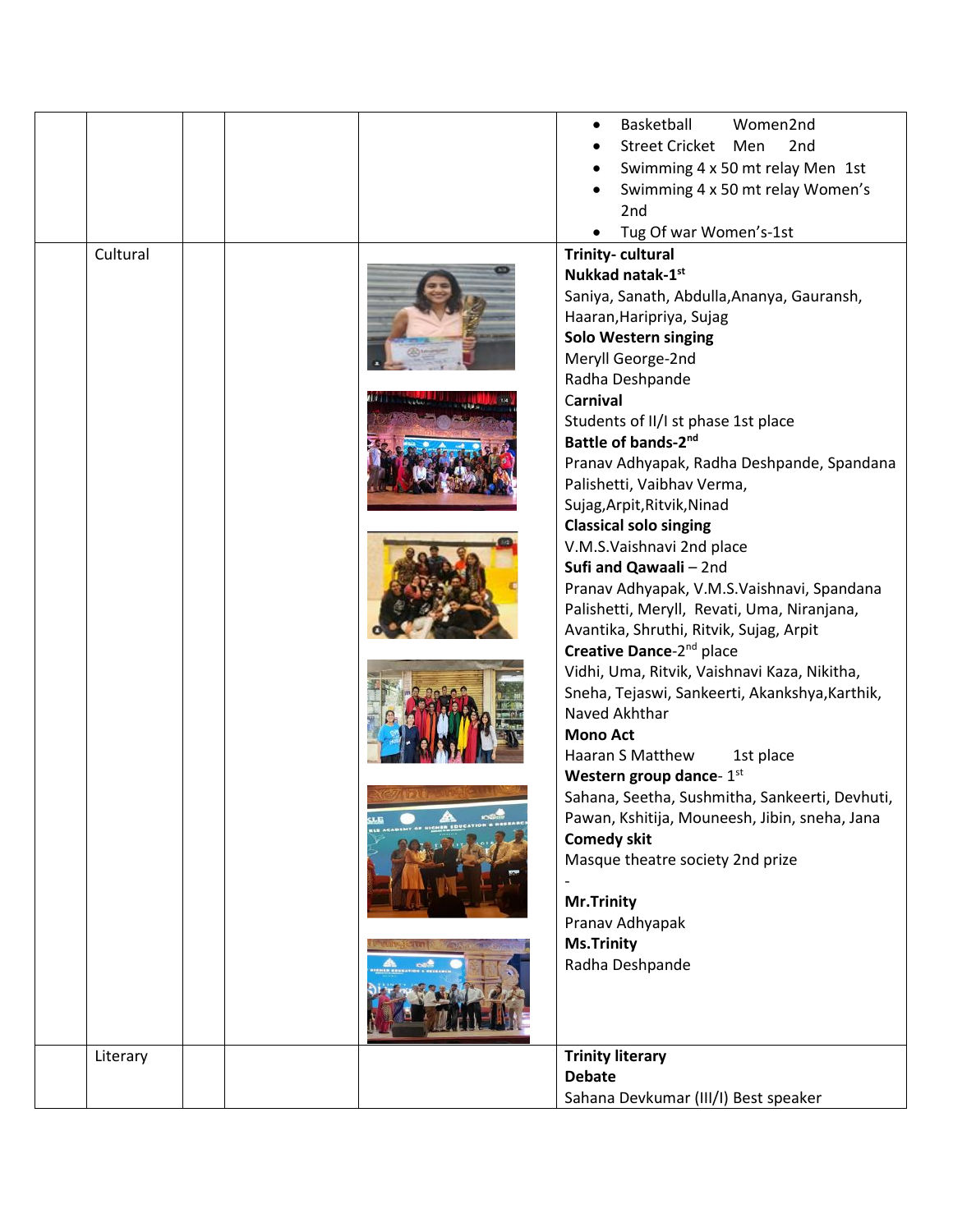|  |  |  |  |  |  |
|---|---|---|---|---|---|
|  |  |  |  |  | • Basketball Women2nd<br>• Street Cricket Men 2nd<br>• Swimming 4 x 50 mt relay Men 1st<br>• Swimming 4 x 50 mt relay Women's 2nd<br>• Tug Of war Women's-1st |
|  | Cultural |  |  |  | **Trinity- cultural**<br>**Nukkad natak-1st**<br>Saniya, Sanath, Abdulla,Ananya, Gauransh, Haaran,Haripriya, Sujag<br>**Solo Western singing**<br>Meryll George-2nd<br>Radha Deshpande<br>**Carnival**<br>Students of II/I st phase 1st place<br>**Battle of bands-2nd**<br>Pranav Adhyapak, Radha Deshpande, Spandana Palishetti, Vaibhav Verma, Sujag,Arpit,Ritvik,Ninad<br>**Classical solo singing**<br>V.M.S.Vaishnavi 2nd place<br>**Sufi and Qawaali** – 2nd<br>Pranav Adhyapak, V.M.S.Vaishnavi, Spandana Palishetti, Meryll, Revati, Uma, Niranjana, Avantika, Shruthi, Ritvik, Sujag, Arpit<br>**Creative Dance**-2nd place<br>Vidhi, Uma, Ritvik, Vaishnavi Kaza, Nikitha, Sneha, Tejaswi, Sankeerti, Akankshya,Karthik, Naved Akhthar<br>**Mono Act**<br>Haaran S Matthew 1st place<br>**Western group dance**- 1st<br>Sahana, Seetha, Sushmitha, Sankeerti, Devhuti, Pawan, Kshitija, Mouneesh, Jibin, sneha, Jana<br>**Comedy skit**<br>Masque theatre society 2nd prize<br>-<br>**Mr.Trinity**<br>Pranav Adhyapak<br>**Ms.Trinity**<br>Radha Deshpande |
|  | Literary |  |  |  | **Trinity literary**<br>**Debate**<br>Sahana Devkumar (III/I) Best speaker |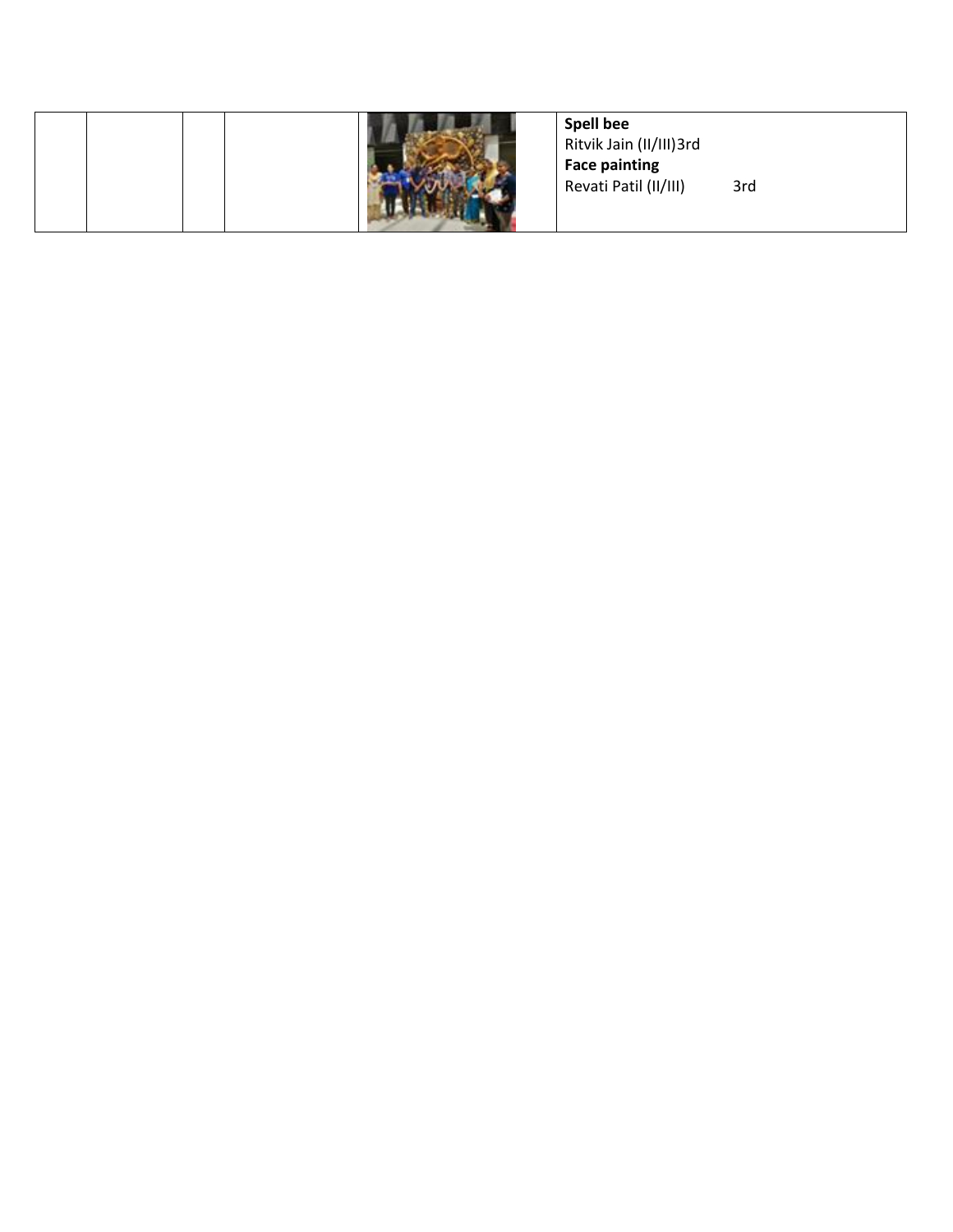| | | | | | |
|---|---|---|---|---|---|
| | | | | | **Spell bee**<br>Ritvik Jain (II/III)3rd<br>**Face painting**<br>Revati Patil (II/III) 3rd |